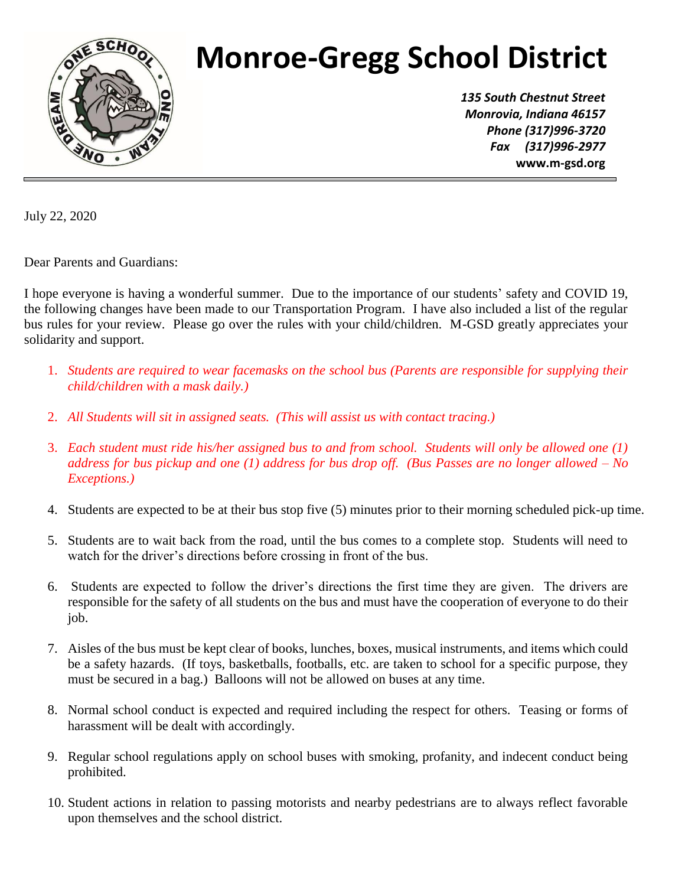# Monroe-Gregg School District

***135 South Chestnut Street***
***Monrovia, Indiana 46157***
***Phone (317)996-3720***
***Fax (317)996-2977***
**www.m-gsd.org**

---

July 22, 2020

Dear Parents and Guardians:

I hope everyone is having a wonderful summer. Due to the importance of our students' safety and COVID 19, the following changes have been made to our Transportation Program. I have also included a list of the regular bus rules for your review. Please go over the rules with your child/children. M-GSD greatly appreciates your solidarity and support.

1. *Students are required to wear facemasks on the school bus (Parents are responsible for supplying their child/children with a mask daily.)*

2. *All Students will sit in assigned seats. (This will assist us with contact tracing.)*

3. *Each student must ride his/her assigned bus to and from school. Students will only be allowed one (1) address for bus pickup and one (1) address for bus drop off. (Bus Passes are no longer allowed – No Exceptions.)*

4. Students are expected to be at their bus stop five (5) minutes prior to their morning scheduled pick-up time.

5. Students are to wait back from the road, until the bus comes to a complete stop. Students will need to watch for the driver's directions before crossing in front of the bus.

6. Students are expected to follow the driver's directions the first time they are given. The drivers are responsible for the safety of all students on the bus and must have the cooperation of everyone to do their job.

7. Aisles of the bus must be kept clear of books, lunches, boxes, musical instruments, and items which could be a safety hazards. (If toys, basketballs, footballs, etc. are taken to school for a specific purpose, they must be secured in a bag.) Balloons will not be allowed on buses at any time.

8. Normal school conduct is expected and required including the respect for others. Teasing or forms of harassment will be dealt with accordingly.

9. Regular school regulations apply on school buses with smoking, profanity, and indecent conduct being prohibited.

10. Student actions in relation to passing motorists and nearby pedestrians are to always reflect favorable upon themselves and the school district.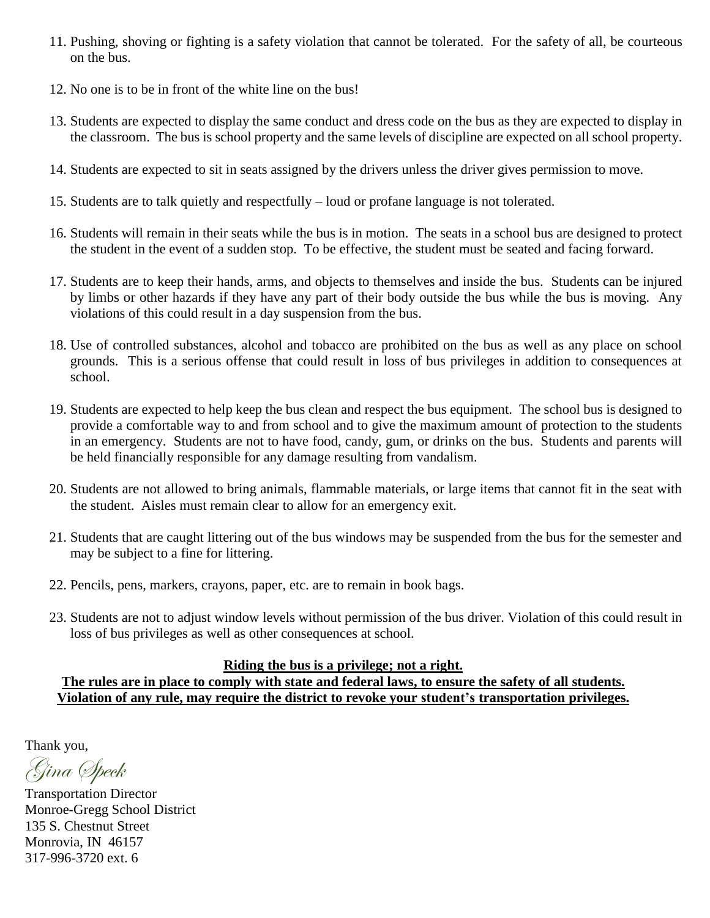11. Pushing, shoving or fighting is a safety violation that cannot be tolerated. For the safety of all, be courteous on the bus.

12. No one is to be in front of the white line on the bus!

13. Students are expected to display the same conduct and dress code on the bus as they are expected to display in the classroom. The bus is school property and the same levels of discipline are expected on all school property.

14. Students are expected to sit in seats assigned by the drivers unless the driver gives permission to move.

15. Students are to talk quietly and respectfully – loud or profane language is not tolerated.

16. Students will remain in their seats while the bus is in motion. The seats in a school bus are designed to protect the student in the event of a sudden stop. To be effective, the student must be seated and facing forward.

17. Students are to keep their hands, arms, and objects to themselves and inside the bus. Students can be injured by limbs or other hazards if they have any part of their body outside the bus while the bus is moving. Any violations of this could result in a day suspension from the bus.

18. Use of controlled substances, alcohol and tobacco are prohibited on the bus as well as any place on school grounds. This is a serious offense that could result in loss of bus privileges in addition to consequences at school.

19. Students are expected to help keep the bus clean and respect the bus equipment. The school bus is designed to provide a comfortable way to and from school and to give the maximum amount of protection to the students in an emergency. Students are not to have food, candy, gum, or drinks on the bus. Students and parents will be held financially responsible for any damage resulting from vandalism.

20. Students are not allowed to bring animals, flammable materials, or large items that cannot fit in the seat with the student. Aisles must remain clear to allow for an emergency exit.

21. Students that are caught littering out of the bus windows may be suspended from the bus for the semester and may be subject to a fine for littering.

22. Pencils, pens, markers, crayons, paper, etc. are to remain in book bags.

23. Students are not to adjust window levels without permission of the bus driver. Violation of this could result in loss of bus privileges as well as other consequences at school.

**Riding the bus is a privilege; not a right.**
**The rules are in place to comply with state and federal laws, to ensure the safety of all students.**
**Violation of any rule, may require the district to revoke your student's transportation privileges.**

Thank you,

*Gina Speck*

Transportation Director
Monroe-Gregg School District
135 S. Chestnut Street
Monrovia, IN 46157
317-996-3720 ext. 6